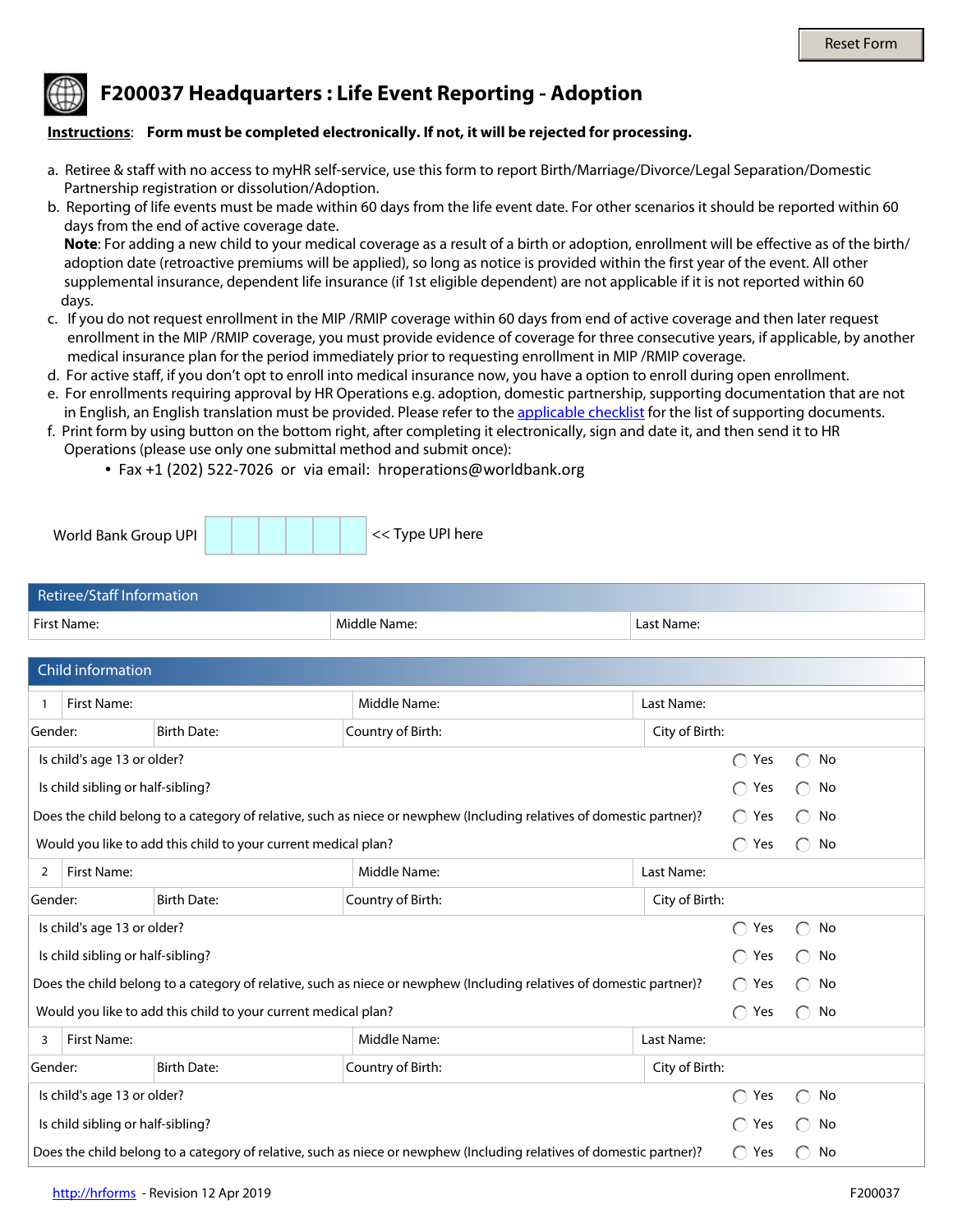Reset Form

# F200037 Headquarters : Life Event Reporting - Adoption

**Instructions**: **Form must be completed electronically. If not, it will be rejected for processing.**

a. Retiree & staff with no access to myHR self-service, use this form to report Birth/Marriage/Divorce/Legal Separation/Domestic Partnership registration or dissolution/Adoption.

b. Reporting of life events must be made within 60 days from the life event date. For other scenarios it should be reported within 60 days from the end of active coverage date.
**Note**: For adding a new child to your medical coverage as a result of a birth or adoption, enrollment will be effective as of the birth/ adoption date (retroactive premiums will be applied), so long as notice is provided within the first year of the event. All other supplemental insurance, dependent life insurance (if 1st eligible dependent) are not applicable if it is not reported within 60 days.

c. If you do not request enrollment in the MIP /RMIP coverage within 60 days from end of active coverage and then later request enrollment in the MIP /RMIP coverage, you must provide evidence of coverage for three consecutive years, if applicable, by another medical insurance plan for the period immediately prior to requesting enrollment in MIP /RMIP coverage.

d. For active staff, if you don't opt to enroll into medical insurance now, you have a option to enroll during open enrollment.

e. For enrollments requiring approval by HR Operations e.g. adoption, domestic partnership, supporting documentation that are not in English, an English translation must be provided. Please refer to the applicable checklist for the list of supporting documents.

f. Print form by using button on the bottom right, after completing it electronically, sign and date it, and then send it to HR Operations (please use only one submittal method and submit once):
   - Fax +1 (202) 522-7026 or via email: hroperations@worldbank.org

World Bank Group UPI | | | | | | << Type UPI here

## Retiree/Staff Information

| First Name: | Middle Name: | Last Name: |
|---|---|---|

## Child information

| 1 | First Name: | Middle Name: | Last Name: |
|---|---|---|---|
| Gender: | Birth Date: | Country of Birth: | City of Birth: |

| Question | | |
|---|---|---|
| Is child's age 13 or older? | ◯ Yes | ◯ No |
| Is child sibling or half-sibling? | ◯ Yes | ◯ No |
| Does the child belong to a category of relative, such as niece or newphew (Including relatives of domestic partner)? | ◯ Yes | ◯ No |
| Would you like to add this child to your current medical plan? | ◯ Yes | ◯ No |

| 2 | First Name: | Middle Name: | Last Name: |
|---|---|---|---|
| Gender: | Birth Date: | Country of Birth: | City of Birth: |

| Question | | |
|---|---|---|
| Is child's age 13 or older? | ◯ Yes | ◯ No |
| Is child sibling or half-sibling? | ◯ Yes | ◯ No |
| Does the child belong to a category of relative, such as niece or newphew (Including relatives of domestic partner)? | ◯ Yes | ◯ No |
| Would you like to add this child to your current medical plan? | ◯ Yes | ◯ No |

| 3 | First Name: | Middle Name: | Last Name: |
|---|---|---|---|
| Gender: | Birth Date: | Country of Birth: | City of Birth: |

| Question | | |
|---|---|---|
| Is child's age 13 or older? | ◯ Yes | ◯ No |
| Is child sibling or half-sibling? | ◯ Yes | ◯ No |
| Does the child belong to a category of relative, such as niece or newphew (Including relatives of domestic partner)? | ◯ Yes | ◯ No |

http://hrforms - Revision 12 Apr 2019 F200037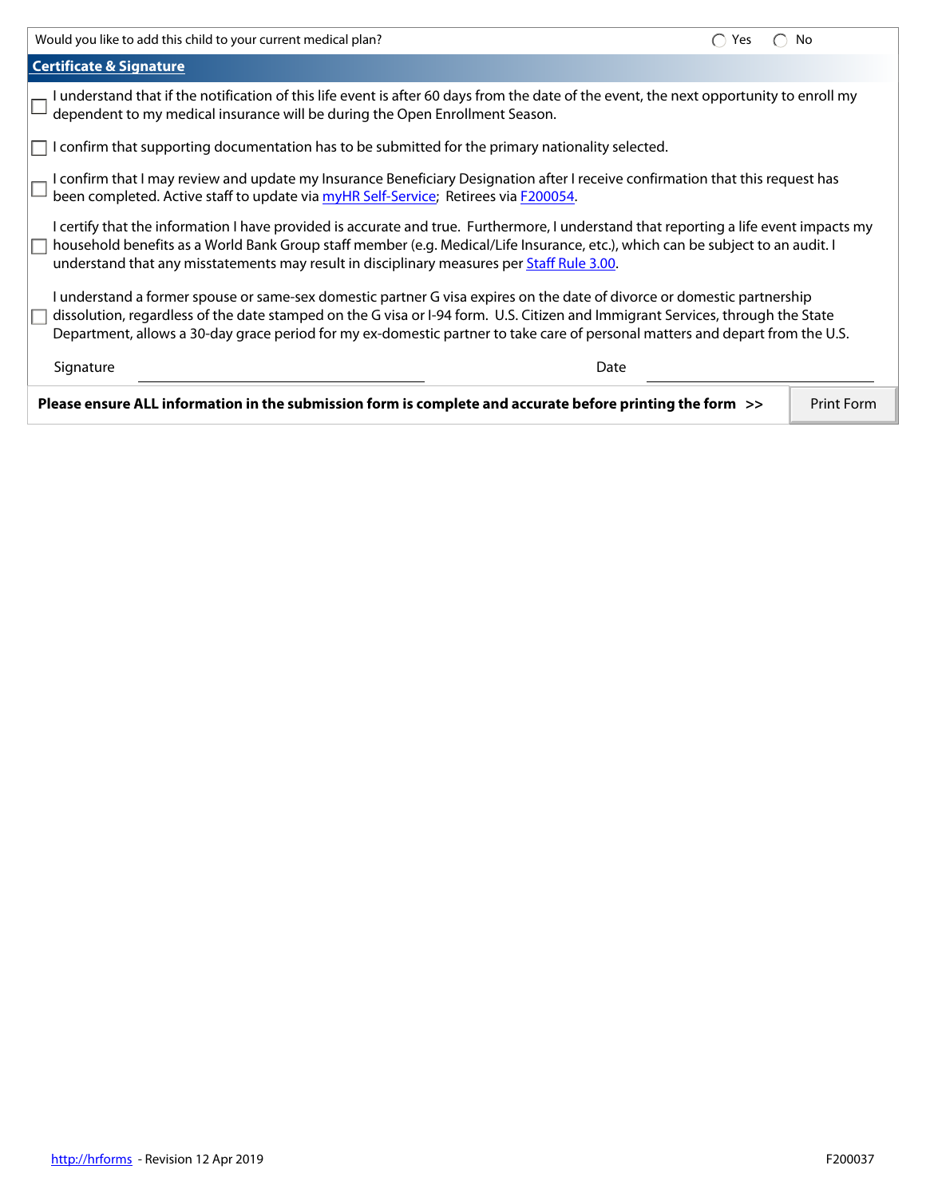Would you like to add this child to your current medical plan? ◯ Yes ◯ No

## Certificate & Signature

☐ I understand that if the notification of this life event is after 60 days from the date of the event, the next opportunity to enroll my dependent to my medical insurance will be during the Open Enrollment Season.

☐ I confirm that supporting documentation has to be submitted for the primary nationality selected.

☐ I confirm that I may review and update my Insurance Beneficiary Designation after I receive confirmation that this request has been completed. Active staff to update via myHR Self-Service; Retirees via F200054.

☐ I certify that the information I have provided is accurate and true. Furthermore, I understand that reporting a life event impacts my household benefits as a World Bank Group staff member (e.g. Medical/Life Insurance, etc.), which can be subject to an audit. I understand that any misstatements may result in disciplinary measures per Staff Rule 3.00.

☐ I understand a former spouse or same-sex domestic partner G visa expires on the date of divorce or domestic partnership dissolution, regardless of the date stamped on the G visa or I-94 form. U.S. Citizen and Immigrant Services, through the State Department, allows a 30-day grace period for my ex-domestic partner to take care of personal matters and depart from the U.S.

Signature ____________________ Date ____________________

**Please ensure ALL information in the submission form is complete and accurate before printing the form >>** Print Form

http://hrforms - Revision 12 Apr 2019 F200037